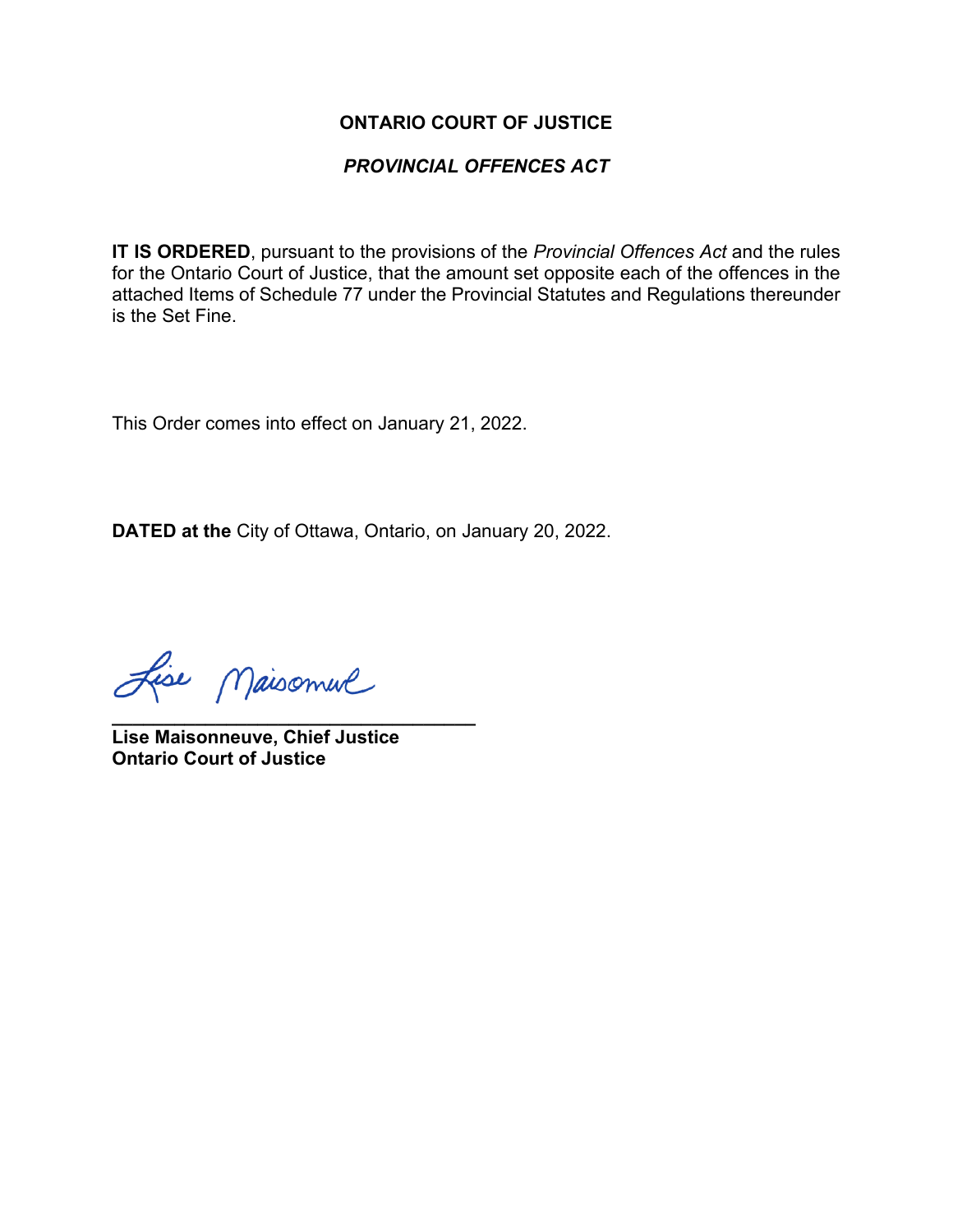**ONTARIO COURT OF JUSTICE**

***PROVINCIAL OFFENCES ACT***

**IT IS ORDERED**, pursuant to the provisions of the *Provincial Offences Act* and the rules for the Ontario Court of Justice, that the amount set opposite each of the offences in the attached Items of Schedule 77 under the Provincial Statutes and Regulations thereunder is the Set Fine.

This Order comes into effect on January 21, 2022.

**DATED at the** City of Ottawa, Ontario, on January 20, 2022.

Lise Maisonneuve

**Lise Maisonneuve, Chief Justice**
**Ontario Court of Justice**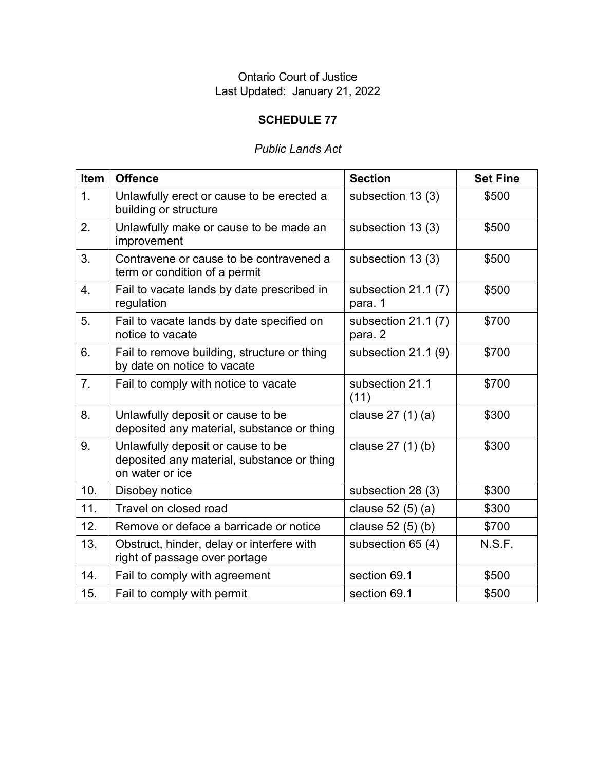Ontario Court of Justice
Last Updated: January 21, 2022

## SCHEDULE 77

*Public Lands Act*

| Item | Offence | Section | Set Fine |
|---|---|---|---|
| 1. | Unlawfully erect or cause to be erected a building or structure | subsection 13 (3) | $500 |
| 2. | Unlawfully make or cause to be made an improvement | subsection 13 (3) | $500 |
| 3. | Contravene or cause to be contravened a term or condition of a permit | subsection 13 (3) | $500 |
| 4. | Fail to vacate lands by date prescribed in regulation | subsection 21.1 (7) para. 1 | $500 |
| 5. | Fail to vacate lands by date specified on notice to vacate | subsection 21.1 (7) para. 2 | $700 |
| 6. | Fail to remove building, structure or thing by date on notice to vacate | subsection 21.1 (9) | $700 |
| 7. | Fail to comply with notice to vacate | subsection 21.1 (11) | $700 |
| 8. | Unlawfully deposit or cause to be deposited any material, substance or thing | clause 27 (1) (a) | $300 |
| 9. | Unlawfully deposit or cause to be deposited any material, substance or thing on water or ice | clause 27 (1) (b) | $300 |
| 10. | Disobey notice | subsection 28 (3) | $300 |
| 11. | Travel on closed road | clause 52 (5) (a) | $300 |
| 12. | Remove or deface a barricade or notice | clause 52 (5) (b) | $700 |
| 13. | Obstruct, hinder, delay or interfere with right of passage over portage | subsection 65 (4) | N.S.F. |
| 14. | Fail to comply with agreement | section 69.1 | $500 |
| 15. | Fail to comply with permit | section 69.1 | $500 |